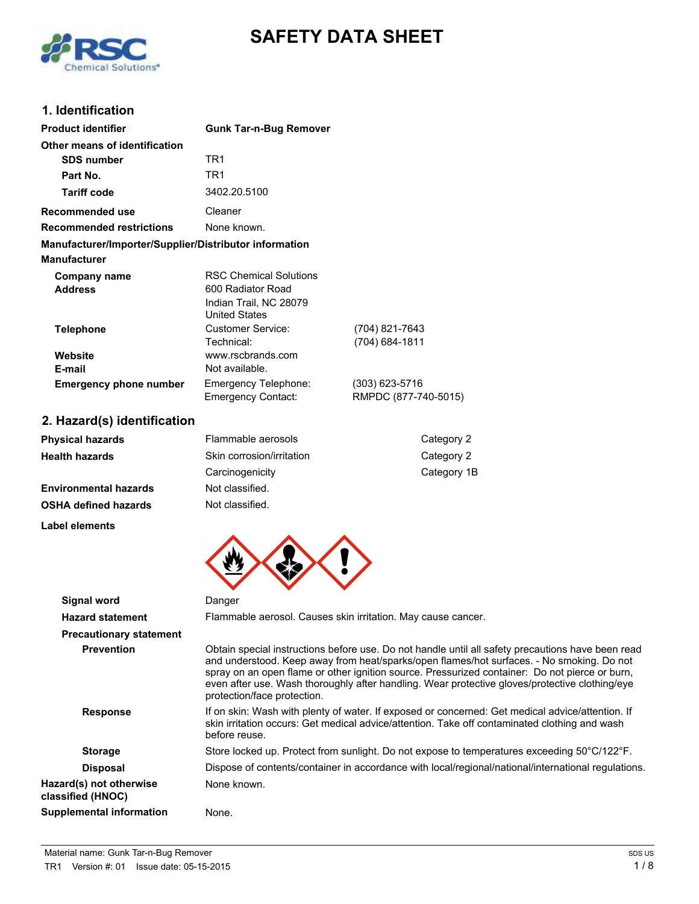# SAFETY DATA SHEET

## 1. Identification

| | |
|---|---|
| **Product identifier** | **Gunk Tar-n-Bug Remover** |
| **Other means of identification** | |
| **SDS number** | TR1 |
| **Part No.** | TR1 |
| **Tariff code** | 3402.20.5100 |
| **Recommended use** | Cleaner |
| **Recommended restrictions** | None known. |

**Manufacturer/Importer/Supplier/Distributor information**

**Manufacturer**

| | | |
|---|---|---|
| **Company name** | RSC Chemical Solutions | |
| **Address** | 600 Radiator Road<br>Indian Trail, NC 28079<br>United States | |
| **Telephone** | Customer Service: | (704) 821-7643 |
| | Technical: | (704) 684-1811 |
| **Website** | www.rscbrands.com | |
| **E-mail** | Not available. | |
| **Emergency phone number** | Emergency Telephone: | (303) 623-5716 |
| | Emergency Contact: | RMPDC (877-740-5015) |

## 2. Hazard(s) identification

| | | |
|---|---|---|
| **Physical hazards** | Flammable aerosols | Category 2 |
| **Health hazards** | Skin corrosion/irritation | Category 2 |
| | Carcinogenicity | Category 1B |
| **Environmental hazards** | Not classified. | |
| **OSHA defined hazards** | Not classified. | |

**Label elements**

| | |
|---|---|
| **Signal word** | Danger |
| **Hazard statement** | Flammable aerosol. Causes skin irritation. May cause cancer. |
| **Precautionary statement** | |
| **Prevention** | Obtain special instructions before use. Do not handle until all safety precautions have been read and understood. Keep away from heat/sparks/open flames/hot surfaces. - No smoking. Do not spray on an open flame or other ignition source. Pressurized container: Do not pierce or burn, even after use. Wash thoroughly after handling. Wear protective gloves/protective clothing/eye protection/face protection. |
| **Response** | If on skin: Wash with plenty of water. If exposed or concerned: Get medical advice/attention. If skin irritation occurs: Get medical advice/attention. Take off contaminated clothing and wash before reuse. |
| **Storage** | Store locked up. Protect from sunlight. Do not expose to temperatures exceeding 50°C/122°F. |
| **Disposal** | Dispose of contents/container in accordance with local/regional/national/international regulations. |
| **Hazard(s) not otherwise classified (HNOC)** | None known. |
| **Supplemental information** | None. |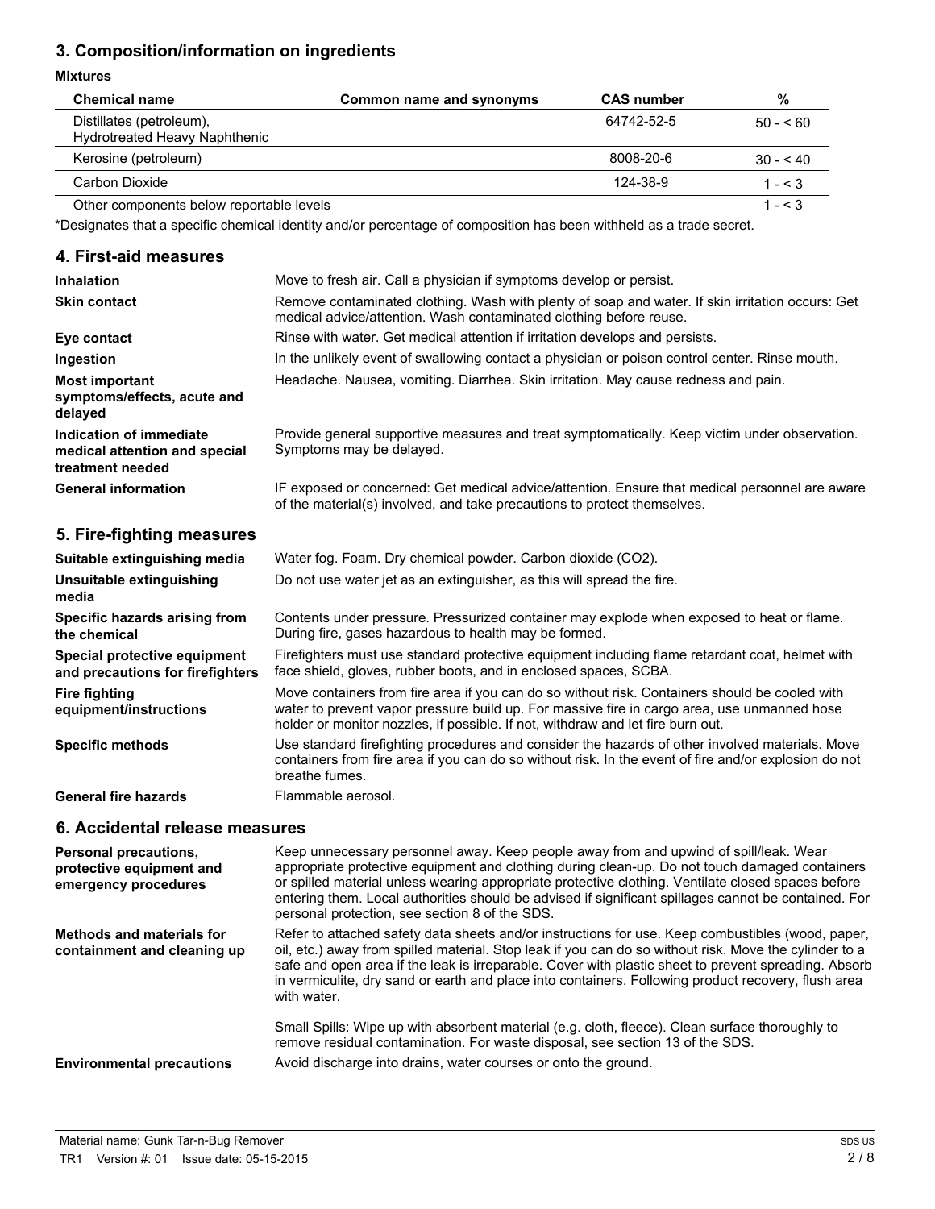## 3. Composition/information on ingredients

**Mixtures**

| Chemical name | Common name and synonyms | CAS number | % |
|---|---|---|---|
| Distillates (petroleum), Hydrotreated Heavy Naphthenic | | 64742-52-5 | 50 - < 60 |
| Kerosine (petroleum) | | 8008-20-6 | 30 - < 40 |
| Carbon Dioxide | | 124-38-9 | 1 - < 3 |
| Other components below reportable levels | | | 1 - < 3 |

*Designates that a specific chemical identity and/or percentage of composition has been withheld as a trade secret.

## 4. First-aid measures

| | |
|---|---|
| **Inhalation** | Move to fresh air. Call a physician if symptoms develop or persist. |
| **Skin contact** | Remove contaminated clothing. Wash with plenty of soap and water. If skin irritation occurs: Get medical advice/attention. Wash contaminated clothing before reuse. |
| **Eye contact** | Rinse with water. Get medical attention if irritation develops and persists. |
| **Ingestion** | In the unlikely event of swallowing contact a physician or poison control center. Rinse mouth. |
| **Most important symptoms/effects, acute and delayed** | Headache. Nausea, vomiting. Diarrhea. Skin irritation. May cause redness and pain. |
| **Indication of immediate medical attention and special treatment needed** | Provide general supportive measures and treat symptomatically. Keep victim under observation. Symptoms may be delayed. |
| **General information** | IF exposed or concerned: Get medical advice/attention. Ensure that medical personnel are aware of the material(s) involved, and take precautions to protect themselves. |

## 5. Fire-fighting measures

| | |
|---|---|
| **Suitable extinguishing media** | Water fog. Foam. Dry chemical powder. Carbon dioxide ($CO_2$). |
| **Unsuitable extinguishing media** | Do not use water jet as an extinguisher, as this will spread the fire. |
| **Specific hazards arising from the chemical** | Contents under pressure. Pressurized container may explode when exposed to heat or flame. During fire, gases hazardous to health may be formed. |
| **Special protective equipment and precautions for firefighters** | Firefighters must use standard protective equipment including flame retardant coat, helmet with face shield, gloves, rubber boots, and in enclosed spaces, SCBA. |
| **Fire fighting equipment/instructions** | Move containers from fire area if you can do so without risk. Containers should be cooled with water to prevent vapor pressure build up. For massive fire in cargo area, use unmanned hose holder or monitor nozzles, if possible. If not, withdraw and let fire burn out. |
| **Specific methods** | Use standard firefighting procedures and consider the hazards of other involved materials. Move containers from fire area if you can do so without risk. In the event of fire and/or explosion do not breathe fumes. |
| **General fire hazards** | Flammable aerosol. |

## 6. Accidental release measures

| | |
|---|---|
| **Personal precautions, protective equipment and emergency procedures** | Keep unnecessary personnel away. Keep people away from and upwind of spill/leak. Wear appropriate protective equipment and clothing during clean-up. Do not touch damaged containers or spilled material unless wearing appropriate protective clothing. Ventilate closed spaces before entering them. Local authorities should be advised if significant spillages cannot be contained. For personal protection, see section 8 of the SDS. |
| **Methods and materials for containment and cleaning up** | Refer to attached safety data sheets and/or instructions for use. Keep combustibles (wood, paper, oil, etc.) away from spilled material. Stop leak if you can do so without risk. Move the cylinder to a safe and open area if the leak is irreparable. Cover with plastic sheet to prevent spreading. Absorb in vermiculite, dry sand or earth and place into containers. Following product recovery, flush area with water.<br><br>Small Spills: Wipe up with absorbent material (e.g. cloth, fleece). Clean surface thoroughly to remove residual contamination. For waste disposal, see section 13 of the SDS. |
| **Environmental precautions** | Avoid discharge into drains, water courses or onto the ground. |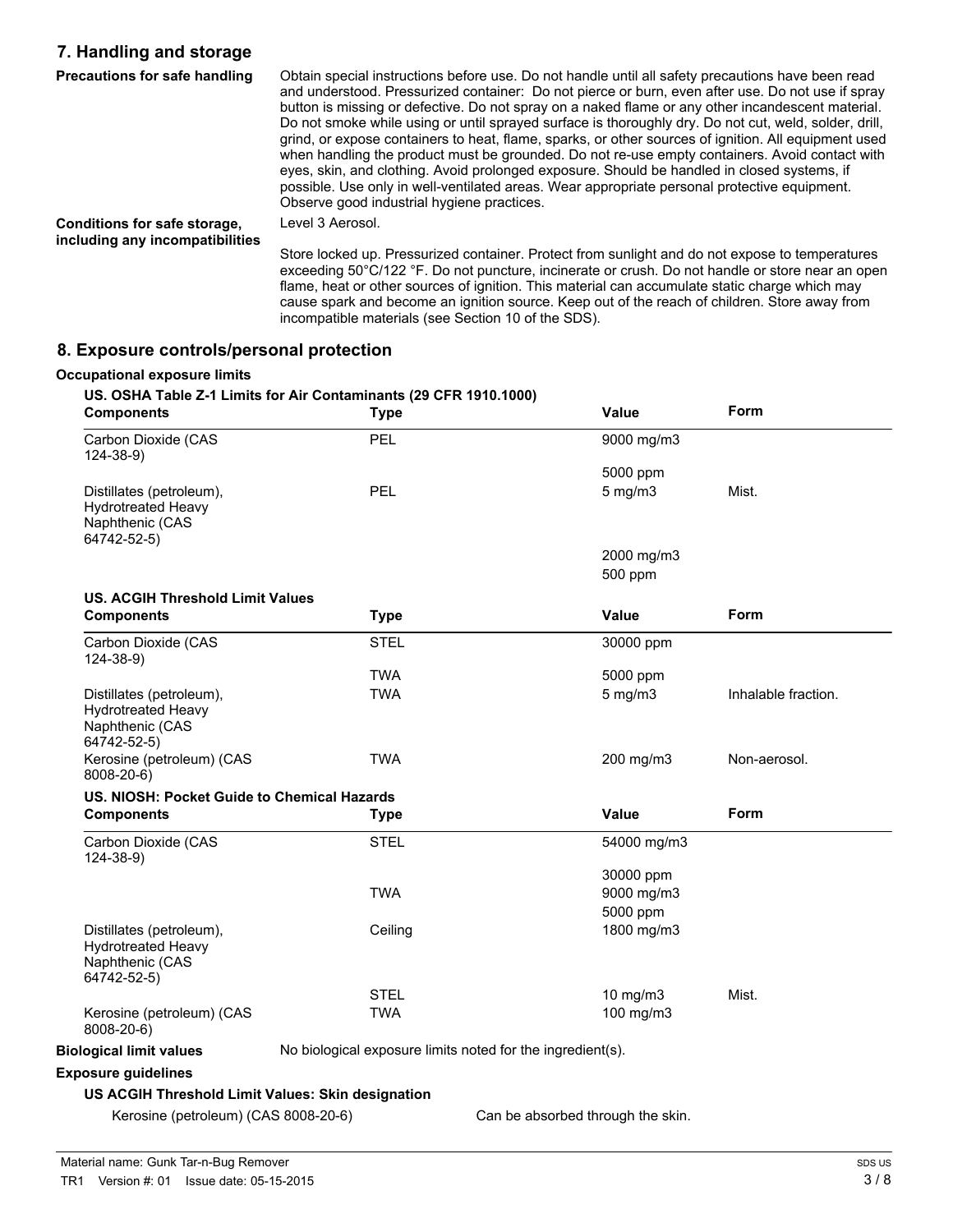## 7. Handling and storage

**Precautions for safe handling**

Obtain special instructions before use. Do not handle until all safety precautions have been read and understood. Pressurized container: Do not pierce or burn, even after use. Do not use if spray button is missing or defective. Do not spray on a naked flame or any other incandescent material. Do not smoke while using or until sprayed surface is thoroughly dry. Do not cut, weld, solder, drill, grind, or expose containers to heat, flame, sparks, or other sources of ignition. All equipment used when handling the product must be grounded. Do not re-use empty containers. Avoid contact with eyes, skin, and clothing. Avoid prolonged exposure. Should be handled in closed systems, if possible. Use only in well-ventilated areas. Wear appropriate personal protective equipment. Observe good industrial hygiene practices.

**Conditions for safe storage, including any incompatibilities**

Level 3 Aerosol.

Store locked up. Pressurized container. Protect from sunlight and do not expose to temperatures exceeding 50°C/122 °F. Do not puncture, incinerate or crush. Do not handle or store near an open flame, heat or other sources of ignition. This material can accumulate static charge which may cause spark and become an ignition source. Keep out of the reach of children. Store away from incompatible materials (see Section 10 of the SDS).

## 8. Exposure controls/personal protection

**Occupational exposure limits**

**US. OSHA Table Z-1 Limits for Air Contaminants (29 CFR 1910.1000)**

| Components | Type | Value | Form |
|---|---|---|---|
| Carbon Dioxide (CAS 124-38-9) | PEL | 9000 mg/m3 | |
| | | 5000 ppm | |
| Distillates (petroleum), Hydrotreated Heavy Naphthenic (CAS 64742-52-5) | PEL | 5 mg/m3 | Mist. |
| | | 2000 mg/m3 | |
| | | 500 ppm | |

**US. ACGIH Threshold Limit Values**

| Components | Type | Value | Form |
|---|---|---|---|
| Carbon Dioxide (CAS 124-38-9) | STEL | 30000 ppm | |
| | TWA | 5000 ppm | |
| Distillates (petroleum), Hydrotreated Heavy Naphthenic (CAS 64742-52-5) | TWA | 5 mg/m3 | Inhalable fraction. |
| Kerosine (petroleum) (CAS 8008-20-6) | TWA | 200 mg/m3 | Non-aerosol. |

**US. NIOSH: Pocket Guide to Chemical Hazards**

| Components | Type | Value | Form |
|---|---|---|---|
| Carbon Dioxide (CAS 124-38-9) | STEL | 54000 mg/m3 | |
| | | 30000 ppm | |
| | TWA | 9000 mg/m3 | |
| | | 5000 ppm | |
| Distillates (petroleum), Hydrotreated Heavy Naphthenic (CAS 64742-52-5) | Ceiling | 1800 mg/m3 | |
| | STEL | 10 mg/m3 | Mist. |
| Kerosine (petroleum) (CAS 8008-20-6) | TWA | 100 mg/m3 | |

**Biological limit values**

No biological exposure limits noted for the ingredient(s).

**Exposure guidelines**

**US ACGIH Threshold Limit Values: Skin designation**

Kerosine (petroleum) (CAS 8008-20-6) — Can be absorbed through the skin.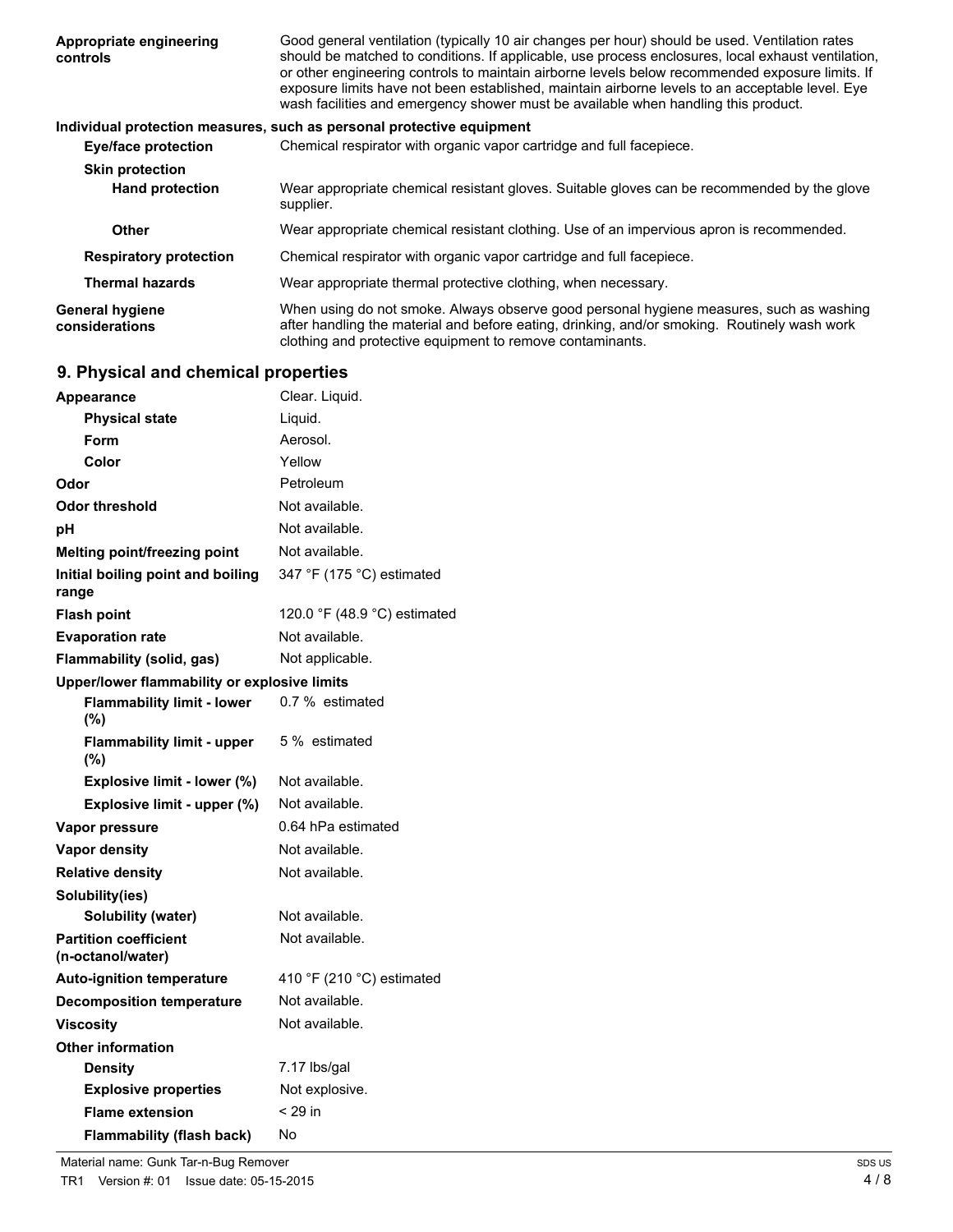| | |
|---|---|
| **Appropriate engineering controls** | Good general ventilation (typically 10 air changes per hour) should be used. Ventilation rates should be matched to conditions. If applicable, use process enclosures, local exhaust ventilation, or other engineering controls to maintain airborne levels below recommended exposure limits. If exposure limits have not been established, maintain airborne levels to an acceptable level. Eye wash facilities and emergency shower must be available when handling this product. |

**Individual protection measures, such as personal protective equipment**

| | |
|---|---|
| **Eye/face protection** | Chemical respirator with organic vapor cartridge and full facepiece. |
| **Skin protection** | |
| **Hand protection** | Wear appropriate chemical resistant gloves. Suitable gloves can be recommended by the glove supplier. |
| **Other** | Wear appropriate chemical resistant clothing. Use of an impervious apron is recommended. |
| **Respiratory protection** | Chemical respirator with organic vapor cartridge and full facepiece. |
| **Thermal hazards** | Wear appropriate thermal protective clothing, when necessary. |
| **General hygiene considerations** | When using do not smoke. Always observe good personal hygiene measures, such as washing after handling the material and before eating, drinking, and/or smoking. Routinely wash work clothing and protective equipment to remove contaminants. |

## 9. Physical and chemical properties

| | |
|---|---|
| **Appearance** | Clear. Liquid. |
| **Physical state** | Liquid. |
| **Form** | Aerosol. |
| **Color** | Yellow |
| **Odor** | Petroleum |
| **Odor threshold** | Not available. |
| **pH** | Not available. |
| **Melting point/freezing point** | Not available. |
| **Initial boiling point and boiling range** | 347 °F (175 °C) estimated |
| **Flash point** | 120.0 °F (48.9 °C) estimated |
| **Evaporation rate** | Not available. |
| **Flammability (solid, gas)** | Not applicable. |
| **Upper/lower flammability or explosive limits** | |
| **Flammability limit - lower (%)** | 0.7 % estimated |
| **Flammability limit - upper (%)** | 5 % estimated |
| **Explosive limit - lower (%)** | Not available. |
| **Explosive limit - upper (%)** | Not available. |
| **Vapor pressure** | 0.64 hPa estimated |
| **Vapor density** | Not available. |
| **Relative density** | Not available. |
| **Solubility(ies)** | |
| **Solubility (water)** | Not available. |
| **Partition coefficient (n-octanol/water)** | Not available. |
| **Auto-ignition temperature** | 410 °F (210 °C) estimated |
| **Decomposition temperature** | Not available. |
| **Viscosity** | Not available. |
| **Other information** | |
| **Density** | 7.17 lbs/gal |
| **Explosive properties** | Not explosive. |
| **Flame extension** | < 29 in |
| **Flammability (flash back)** | No |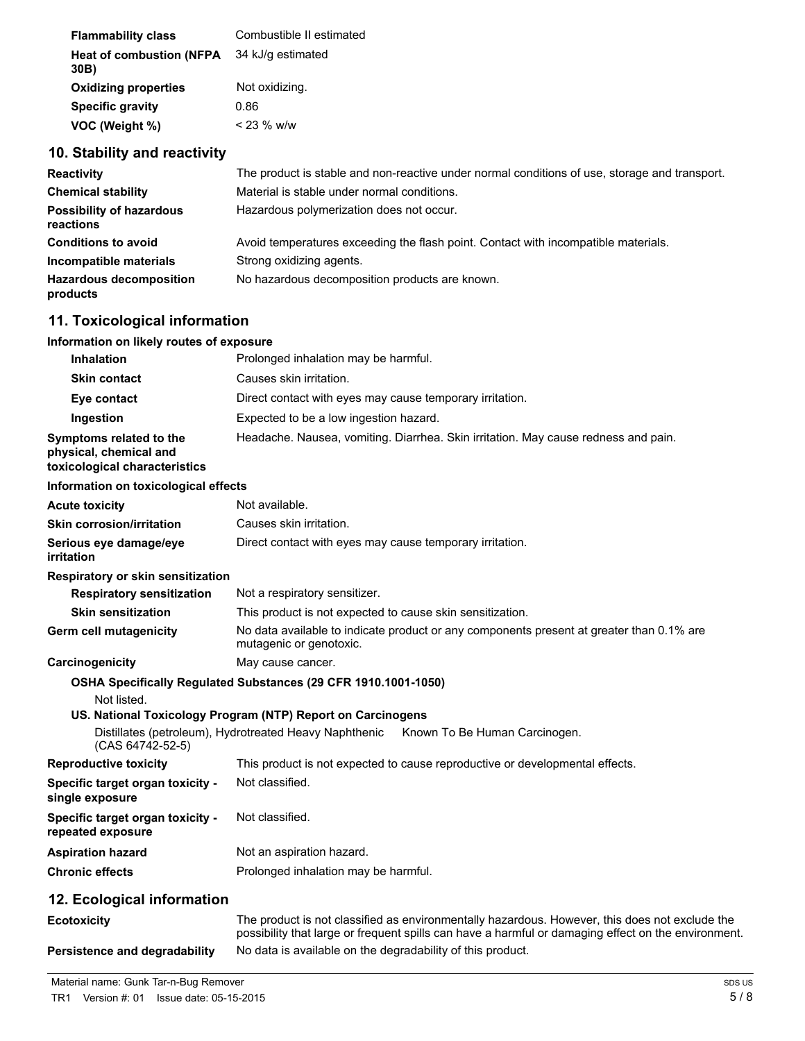| | |
|---|---|
| **Flammability class** | Combustible II estimated |
| **Heat of combustion (NFPA 30B)** | 34 kJ/g estimated |
| **Oxidizing properties** | Not oxidizing. |
| **Specific gravity** | 0.86 |
| **VOC (Weight %)** | < 23 % w/w |

## 10. Stability and reactivity

| | |
|---|---|
| **Reactivity** | The product is stable and non-reactive under normal conditions of use, storage and transport. |
| **Chemical stability** | Material is stable under normal conditions. |
| **Possibility of hazardous reactions** | Hazardous polymerization does not occur. |
| **Conditions to avoid** | Avoid temperatures exceeding the flash point. Contact with incompatible materials. |
| **Incompatible materials** | Strong oxidizing agents. |
| **Hazardous decomposition products** | No hazardous decomposition products are known. |

## 11. Toxicological information

**Information on likely routes of exposure**

| | |
|---|---|
| **Inhalation** | Prolonged inhalation may be harmful. |
| **Skin contact** | Causes skin irritation. |
| **Eye contact** | Direct contact with eyes may cause temporary irritation. |
| **Ingestion** | Expected to be a low ingestion hazard. |
| **Symptoms related to the physical, chemical and toxicological characteristics** | Headache. Nausea, vomiting. Diarrhea. Skin irritation. May cause redness and pain. |

**Information on toxicological effects**

| | |
|---|---|
| **Acute toxicity** | Not available. |
| **Skin corrosion/irritation** | Causes skin irritation. |
| **Serious eye damage/eye irritation** | Direct contact with eyes may cause temporary irritation. |

**Respiratory or skin sensitization**

| | |
|---|---|
| **Respiratory sensitization** | Not a respiratory sensitizer. |
| **Skin sensitization** | This product is not expected to cause skin sensitization. |
| **Germ cell mutagenicity** | No data available to indicate product or any components present at greater than 0.1% are mutagenic or genotoxic. |
| **Carcinogenicity** | May cause cancer. |

**OSHA Specifically Regulated Substances (29 CFR 1910.1001-1050)**

Not listed.

**US. National Toxicology Program (NTP) Report on Carcinogens**

| | |
|---|---|
| Distillates (petroleum), Hydrotreated Heavy Naphthenic (CAS 64742-52-5) | Known To Be Human Carcinogen. |

| | |
|---|---|
| **Reproductive toxicity** | This product is not expected to cause reproductive or developmental effects. |
| **Specific target organ toxicity - single exposure** | Not classified. |
| **Specific target organ toxicity - repeated exposure** | Not classified. |
| **Aspiration hazard** | Not an aspiration hazard. |
| **Chronic effects** | Prolonged inhalation may be harmful. |

## 12. Ecological information

| | |
|---|---|
| **Ecotoxicity** | The product is not classified as environmentally hazardous. However, this does not exclude the possibility that large or frequent spills can have a harmful or damaging effect on the environment. |
| **Persistence and degradability** | No data is available on the degradability of this product. |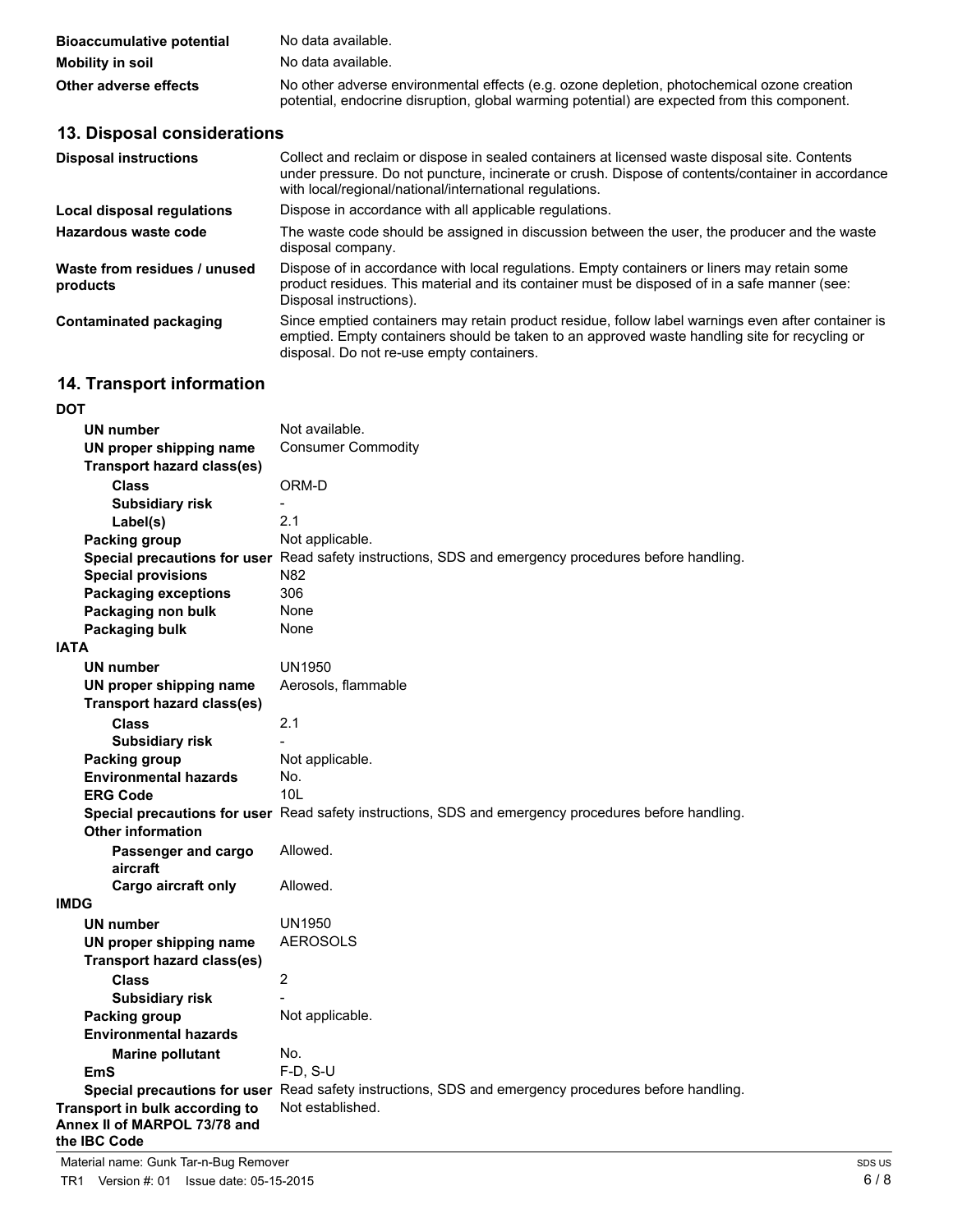| | |
|---|---|
| **Bioaccumulative potential** | No data available. |
| **Mobility in soil** | No data available. |
| **Other adverse effects** | No other adverse environmental effects (e.g. ozone depletion, photochemical ozone creation potential, endocrine disruption, global warming potential) are expected from this component. |

## 13. Disposal considerations

| | |
|---|---|
| **Disposal instructions** | Collect and reclaim or dispose in sealed containers at licensed waste disposal site. Contents under pressure. Do not puncture, incinerate or crush. Dispose of contents/container in accordance with local/regional/national/international regulations. |
| **Local disposal regulations** | Dispose in accordance with all applicable regulations. |
| **Hazardous waste code** | The waste code should be assigned in discussion between the user, the producer and the waste disposal company. |
| **Waste from residues / unused products** | Dispose of in accordance with local regulations. Empty containers or liners may retain some product residues. This material and its container must be disposed of in a safe manner (see: Disposal instructions). |
| **Contaminated packaging** | Since emptied containers may retain product residue, follow label warnings even after container is emptied. Empty containers should be taken to an approved waste handling site for recycling or disposal. Do not re-use empty containers. |

## 14. Transport information

**DOT**

| | |
|---|---|
| **UN number** | Not available. |
| **UN proper shipping name** | Consumer Commodity |
| **Transport hazard class(es)** | |
| **Class** | ORM-D |
| **Subsidiary risk** | - |
| **Label(s)** | 2.1 |
| **Packing group** | Not applicable. |
| **Special precautions for user** | Read safety instructions, SDS and emergency procedures before handling. |
| **Special provisions** | N82 |
| **Packaging exceptions** | 306 |
| **Packaging non bulk** | None |
| **Packaging bulk** | None |

**IATA**

| | |
|---|---|
| **UN number** | UN1950 |
| **UN proper shipping name** | Aerosols, flammable |
| **Transport hazard class(es)** | |
| **Class** | 2.1 |
| **Subsidiary risk** | - |
| **Packing group** | Not applicable. |
| **Environmental hazards** | No. |
| **ERG Code** | 10L |
| **Special precautions for user** | Read safety instructions, SDS and emergency procedures before handling. |
| **Other information** | |
| **Passenger and cargo aircraft** | Allowed. |
| **Cargo aircraft only** | Allowed. |

**IMDG**

| | |
|---|---|
| **UN number** | UN1950 |
| **UN proper shipping name** | AEROSOLS |
| **Transport hazard class(es)** | |
| **Class** | 2 |
| **Subsidiary risk** | - |
| **Packing group** | Not applicable. |
| **Environmental hazards** | |
| **Marine pollutant** | No. |
| **EmS** | F-D, S-U |
| **Special precautions for user** | Read safety instructions, SDS and emergency procedures before handling. |
| **Transport in bulk according to Annex II of MARPOL 73/78 and the IBC Code** | Not established. |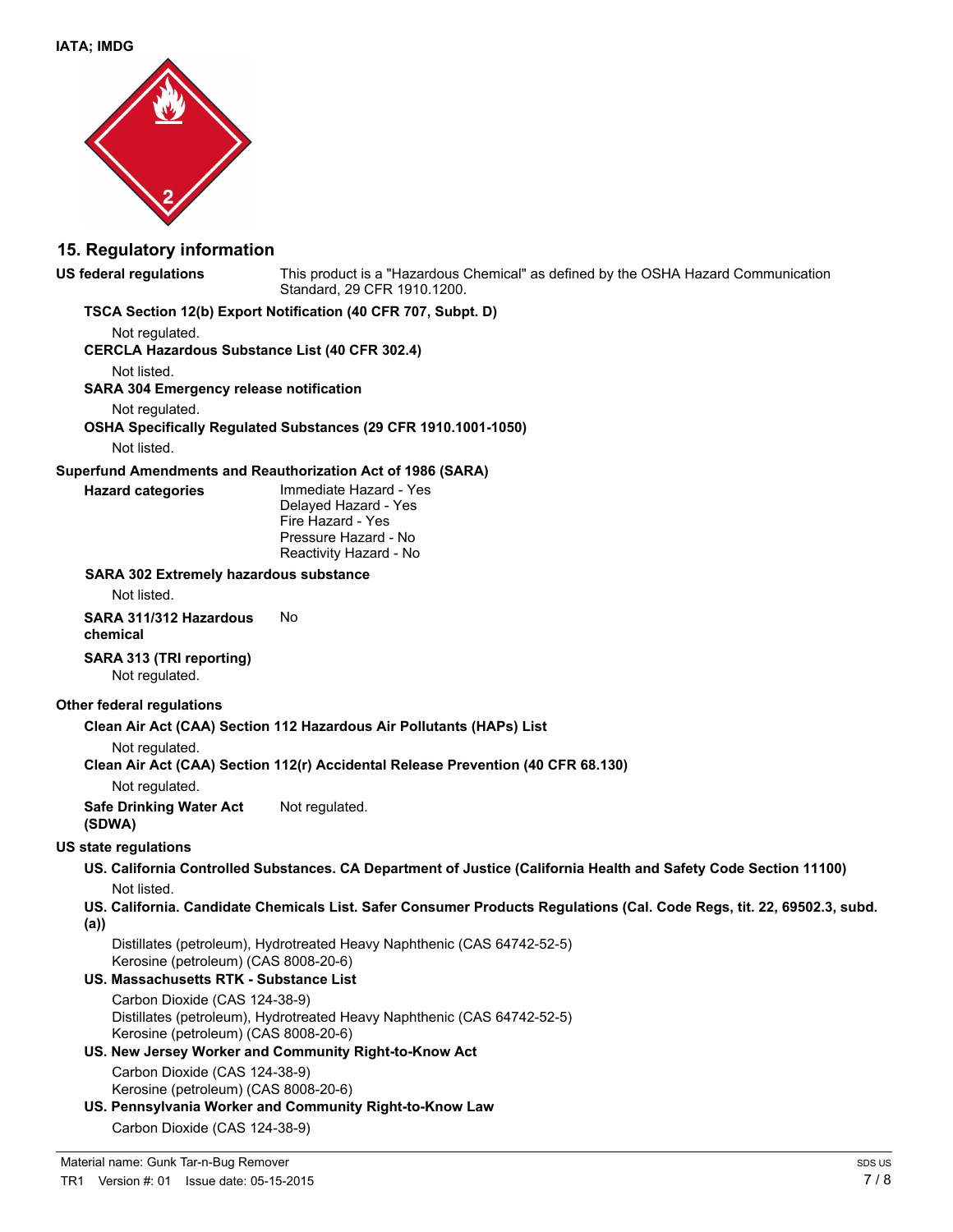**IATA; IMDG**

## 15. Regulatory information

**US federal regulations** This product is a "Hazardous Chemical" as defined by the OSHA Hazard Communication Standard, 29 CFR 1910.1200.

**TSCA Section 12(b) Export Notification (40 CFR 707, Subpt. D)**

Not regulated.

**CERCLA Hazardous Substance List (40 CFR 302.4)**

Not listed.

**SARA 304 Emergency release notification**

Not regulated.

**OSHA Specifically Regulated Substances (29 CFR 1910.1001-1050)**

Not listed.

**Superfund Amendments and Reauthorization Act of 1986 (SARA)**

**Hazard categories**

Immediate Hazard - Yes
Delayed Hazard - Yes
Fire Hazard - Yes
Pressure Hazard - No
Reactivity Hazard - No

**SARA 302 Extremely hazardous substance**

Not listed.

**SARA 311/312 Hazardous chemical** No

**SARA 313 (TRI reporting)**

Not regulated.

**Other federal regulations**

**Clean Air Act (CAA) Section 112 Hazardous Air Pollutants (HAPs) List**

Not regulated.

**Clean Air Act (CAA) Section 112(r) Accidental Release Prevention (40 CFR 68.130)**

Not regulated.

**Safe Drinking Water Act (SDWA)** Not regulated.

**US state regulations**

**US. California Controlled Substances. CA Department of Justice (California Health and Safety Code Section 11100)**

Not listed.

**US. California. Candidate Chemicals List. Safer Consumer Products Regulations (Cal. Code Regs, tit. 22, 69502.3, subd. (a))**

Distillates (petroleum), Hydrotreated Heavy Naphthenic (CAS 64742-52-5)
Kerosine (petroleum) (CAS 8008-20-6)

**US. Massachusetts RTK - Substance List**

Carbon Dioxide (CAS 124-38-9)
Distillates (petroleum), Hydrotreated Heavy Naphthenic (CAS 64742-52-5)
Kerosine (petroleum) (CAS 8008-20-6)

**US. New Jersey Worker and Community Right-to-Know Act**

Carbon Dioxide (CAS 124-38-9)
Kerosine (petroleum) (CAS 8008-20-6)

**US. Pennsylvania Worker and Community Right-to-Know Law**

Carbon Dioxide (CAS 124-38-9)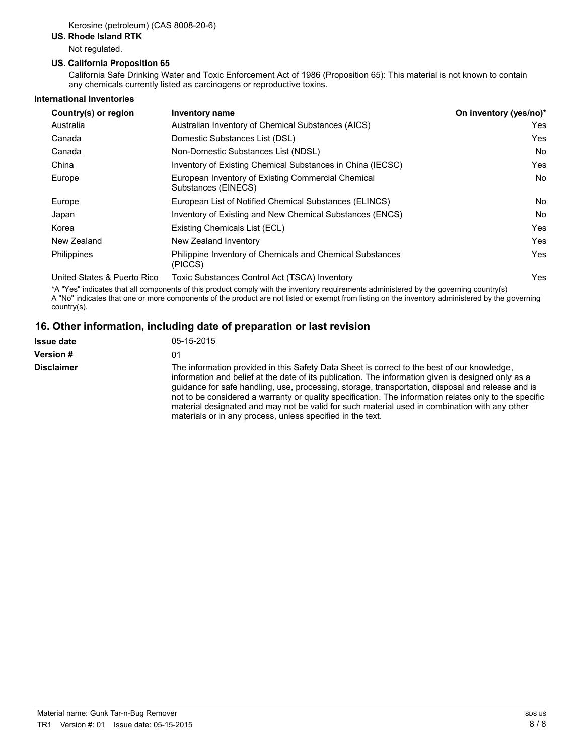Kerosine (petroleum) (CAS 8008-20-6)

**US. Rhode Island RTK**

Not regulated.

**US. California Proposition 65**

California Safe Drinking Water and Toxic Enforcement Act of 1986 (Proposition 65): This material is not known to contain any chemicals currently listed as carcinogens or reproductive toxins.

**International Inventories**

| Country(s) or region | Inventory name | On inventory (yes/no)* |
|---|---|---|
| Australia | Australian Inventory of Chemical Substances (AICS) | Yes |
| Canada | Domestic Substances List (DSL) | Yes |
| Canada | Non-Domestic Substances List (NDSL) | No |
| China | Inventory of Existing Chemical Substances in China (IECSC) | Yes |
| Europe | European Inventory of Existing Commercial Chemical Substances (EINECS) | No |
| Europe | European List of Notified Chemical Substances (ELINCS) | No |
| Japan | Inventory of Existing and New Chemical Substances (ENCS) | No |
| Korea | Existing Chemicals List (ECL) | Yes |
| New Zealand | New Zealand Inventory | Yes |
| Philippines | Philippine Inventory of Chemicals and Chemical Substances (PICCS) | Yes |
| United States & Puerto Rico | Toxic Substances Control Act (TSCA) Inventory | Yes |

*A "Yes" indicates that all components of this product comply with the inventory requirements administered by the governing country(s)
A "No" indicates that one or more components of the product are not listed or exempt from listing on the inventory administered by the governing country(s).

## 16. Other information, including date of preparation or last revision

**Issue date** 05-15-2015

**Version #** 01

**Disclaimer** The information provided in this Safety Data Sheet is correct to the best of our knowledge, information and belief at the date of its publication. The information given is designed only as a guidance for safe handling, use, processing, storage, transportation, disposal and release and is not to be considered a warranty or quality specification. The information relates only to the specific material designated and may not be valid for such material used in combination with any other materials or in any process, unless specified in the text.